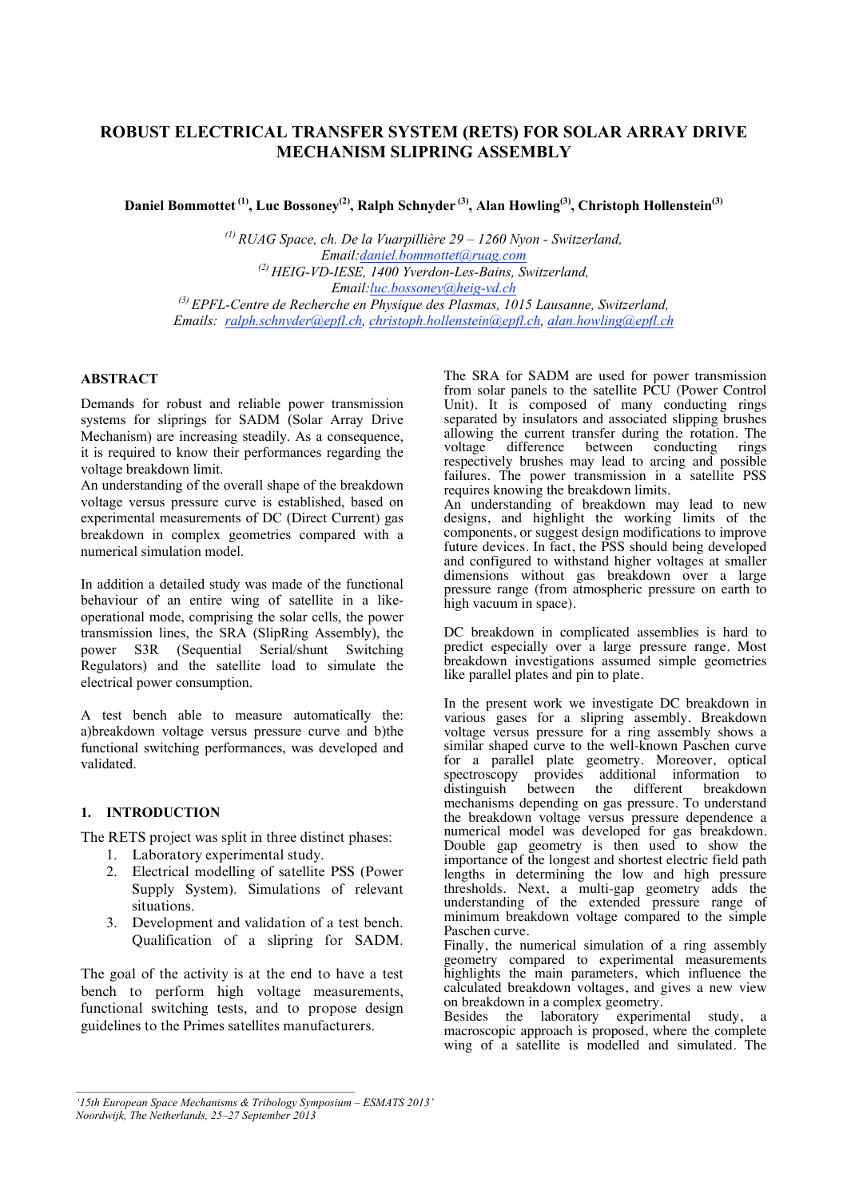# ROBUST ELECTRICAL TRANSFER SYSTEM (RETS) FOR SOLAR ARRAY DRIVE MECHANISM SLIPRING ASSEMBLY

**Daniel Bommottet [(1)], Luc Bossoney[(2)], Ralph Schnyder [(3)], Alan Howling[(3)], Christoph Hollenstein[(3)]**

*[(1)] RUAG Space, ch. De la Vuarpillière 29 – 1260 Nyon - Switzerland,*
*Email:daniel.bommottet@ruag.com*
*[(2)] HEIG-VD-IESE, 1400 Yverdon-Les-Bains, Switzerland,*
*Email:luc.bossoney@heig-vd.ch*
*[(3)] EPFL-Centre de Recherche en Physique des Plasmas, 1015 Lausanne, Switzerland,*
*Emails: ralph.schnyder@epfl.ch, christoph.hollenstein@epfl.ch, alan.howling@epfl.ch*

## ABSTRACT

Demands for robust and reliable power transmission systems for sliprings for SADM (Solar Array Drive Mechanism) are increasing steadily. As a consequence, it is required to know their performances regarding the voltage breakdown limit.
An understanding of the overall shape of the breakdown voltage versus pressure curve is established, based on experimental measurements of DC (Direct Current) gas breakdown in complex geometries compared with a numerical simulation model.

In addition a detailed study was made of the functional behaviour of an entire wing of satellite in a like-operational mode, comprising the solar cells, the power transmission lines, the SRA (SlipRing Assembly), the power S3R (Sequential Serial/shunt Switching Regulators) and the satellite load to simulate the electrical power consumption.

A test bench able to measure automatically the: a)breakdown voltage versus pressure curve and b)the functional switching performances, was developed and validated.

## 1. INTRODUCTION

The RETS project was split in three distinct phases:

1. Laboratory experimental study.
2. Electrical modelling of satellite PSS (Power Supply System). Simulations of relevant situations.
3. Development and validation of a test bench. Qualification of a slipring for SADM.

The goal of the activity is at the end to have a test bench to perform high voltage measurements, functional switching tests, and to propose design guidelines to the Primes satellites manufacturers.

The SRA for SADM are used for power transmission from solar panels to the satellite PCU (Power Control Unit). It is composed of many conducting rings separated by insulators and associated slipping brushes allowing the current transfer during the rotation. The voltage difference between conducting rings respectively brushes may lead to arcing and possible failures. The power transmission in a satellite PSS requires knowing the breakdown limits.
An understanding of breakdown may lead to new designs, and highlight the working limits of the components, or suggest design modifications to improve future devices. In fact, the PSS should being developed and configured to withstand higher voltages at smaller dimensions without gas breakdown over a large pressure range (from atmospheric pressure on earth to high vacuum in space).

DC breakdown in complicated assemblies is hard to predict especially over a large pressure range. Most breakdown investigations assumed simple geometries like parallel plates and pin to plate.

In the present work we investigate DC breakdown in various gases for a slipring assembly. Breakdown voltage versus pressure for a ring assembly shows a similar shaped curve to the well-known Paschen curve for a parallel plate geometry. Moreover, optical spectroscopy provides additional information to distinguish between the different breakdown mechanisms depending on gas pressure. To understand the breakdown voltage versus pressure dependence a numerical model was developed for gas breakdown. Double gap geometry is then used to show the importance of the longest and shortest electric field path lengths in determining the low and high pressure thresholds. Next, a multi-gap geometry adds the understanding of the extended pressure range of minimum breakdown voltage compared to the simple Paschen curve.
Finally, the numerical simulation of a ring assembly geometry compared to experimental measurements highlights the main parameters, which influence the calculated breakdown voltages, and gives a new view on breakdown in a complex geometry.
Besides the laboratory experimental study, a macroscopic approach is proposed, where the complete wing of a satellite is modelled and simulated. The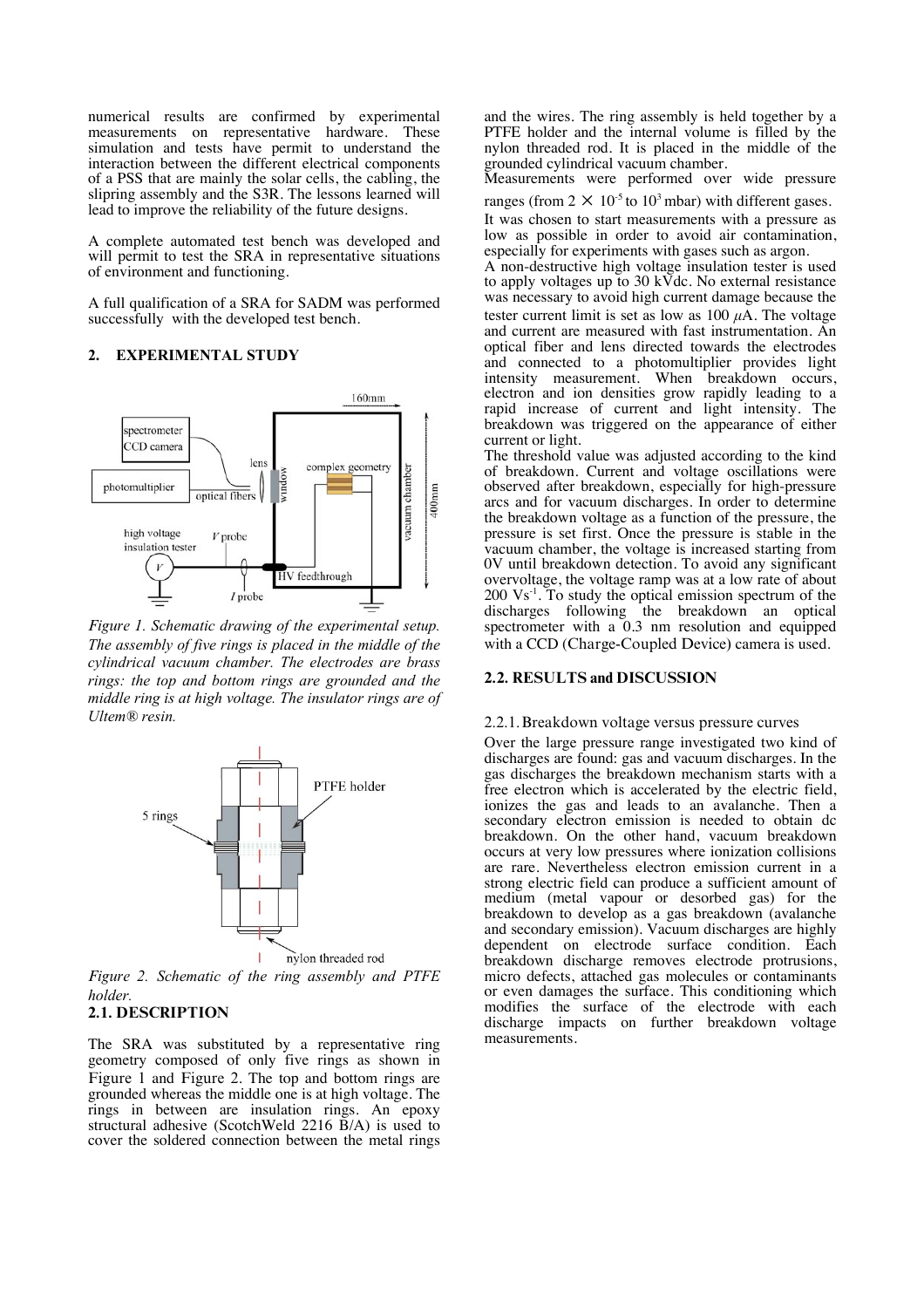numerical results are confirmed by experimental measurements on representative hardware. These simulation and tests have permit to understand the interaction between the different electrical components of a PSS that are mainly the solar cells, the cabling, the slipring assembly and the S3R. The lessons learned will lead to improve the reliability of the future designs.

A complete automated test bench was developed and will permit to test the SRA in representative situations of environment and functioning.

A full qualification of a SRA for SADM was performed successfully with the developed test bench.

## 2. EXPERIMENTAL STUDY

*Figure 1. Schematic drawing of the experimental setup. The assembly of five rings is placed in the middle of the cylindrical vacuum chamber. The electrodes are brass rings: the top and bottom rings are grounded and the middle ring is at high voltage. The insulator rings are of Ultem® resin.*

*Figure 2. Schematic of the ring assembly and PTFE holder.*

### 2.1. DESCRIPTION

The SRA was substituted by a representative ring geometry composed of only five rings as shown in Figure 1 and Figure 2. The top and bottom rings are grounded whereas the middle one is at high voltage. The rings in between are insulation rings. An epoxy structural adhesive (ScotchWeld 2216 B/A) is used to cover the soldered connection between the metal rings and the wires. The ring assembly is held together by a PTFE holder and the internal volume is filled by the nylon threaded rod. It is placed in the middle of the grounded cylindrical vacuum chamber.

Measurements were performed over wide pressure ranges (from $2 \times 10^{-5}$ to $10^{3}$ mbar) with different gases. It was chosen to start measurements with a pressure as low as possible in order to avoid air contamination, especially for experiments with gases such as argon.

A non-destructive high voltage insulation tester is used to apply voltages up to 30 kVdc. No external resistance was necessary to avoid high current damage because the tester current limit is set as low as 100 $\mu$A. The voltage and current are measured with fast instrumentation. An optical fiber and lens directed towards the electrodes and connected to a photomultiplier provides light intensity measurement. When breakdown occurs, electron and ion densities grow rapidly leading to a rapid increase of current and light intensity. The breakdown was triggered on the appearance of either current or light.

The threshold value was adjusted according to the kind of breakdown. Current and voltage oscillations were observed after breakdown, especially for high-pressure arcs and for vacuum discharges. In order to determine the breakdown voltage as a function of the pressure, the pressure is set first. Once the pressure is stable in the vacuum chamber, the voltage is increased starting from 0V until breakdown detection. To avoid any significant overvoltage, the voltage ramp was at a low rate of about 200 $Vs^{-1}$. To study the optical emission spectrum of the discharges following the breakdown an optical spectrometer with a 0.3 nm resolution and equipped with a CCD (Charge-Coupled Device) camera is used.

### 2.2. RESULTS and DISCUSSION

#### 2.2.1. Breakdown voltage versus pressure curves

Over the large pressure range investigated two kind of discharges are found: gas and vacuum discharges. In the gas discharges the breakdown mechanism starts with a free electron which is accelerated by the electric field, ionizes the gas and leads to an avalanche. Then a secondary electron emission is needed to obtain dc breakdown. On the other hand, vacuum breakdown occurs at very low pressures where ionization collisions are rare. Nevertheless electron emission current in a strong electric field can produce a sufficient amount of medium (metal vapour or desorbed gas) for the breakdown to develop as a gas breakdown (avalanche and secondary emission). Vacuum discharges are highly dependent on electrode surface condition. Each breakdown discharge removes electrode protrusions, micro defects, attached gas molecules or contaminants or even damages the surface. This conditioning which modifies the surface of the electrode with each discharge impacts on further breakdown voltage measurements.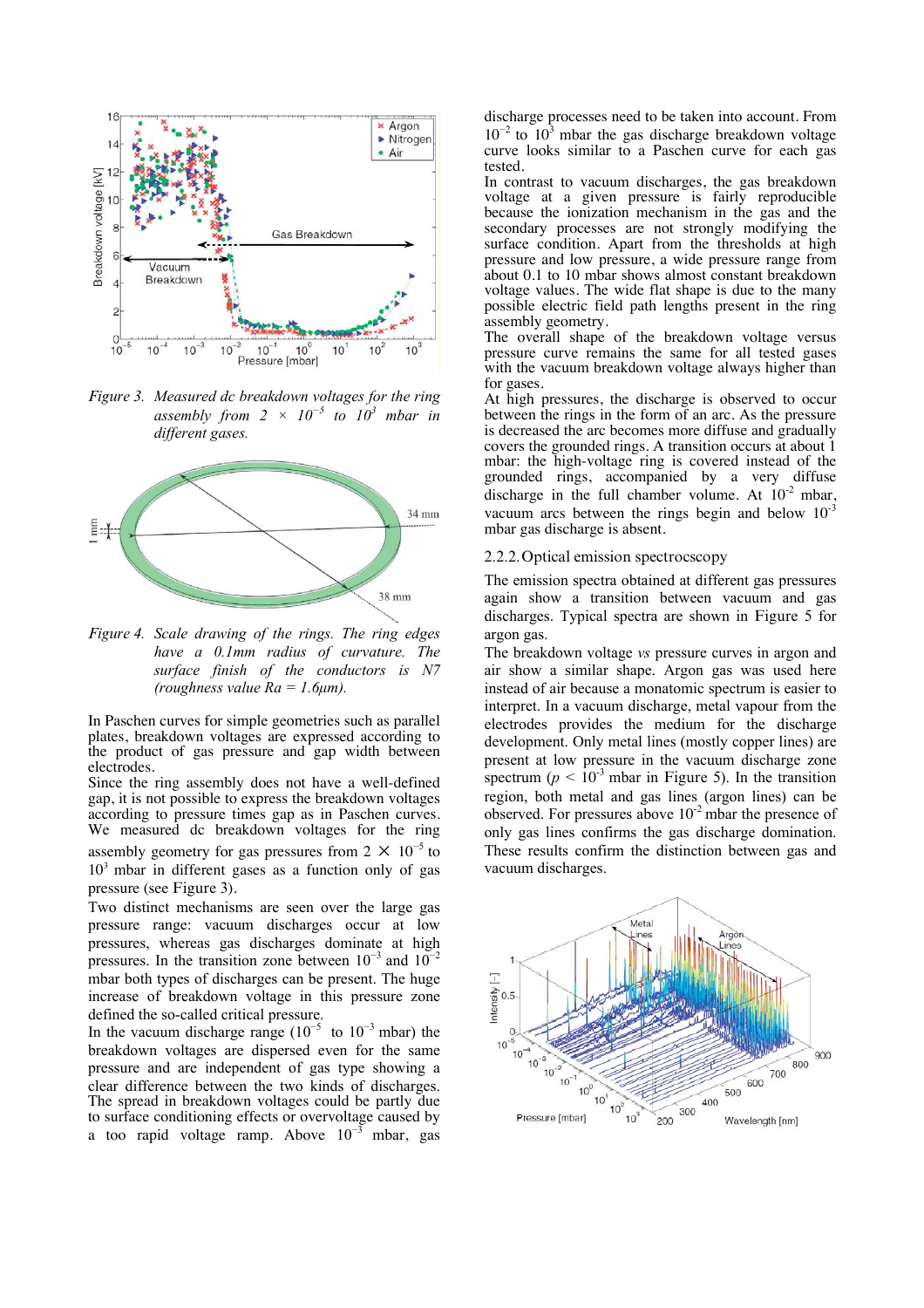*Figure 3. Measured dc breakdown voltages for the ring assembly from 2 × $10^{-5}$ to $10^{3}$ mbar in different gases.*

*Figure 4. Scale drawing of the rings. The ring edges have a 0.1mm radius of curvature. The surface finish of the conductors is N7 (roughness value Ra = 1.6μm).*

In Paschen curves for simple geometries such as parallel plates, breakdown voltages are expressed according to the product of gas pressure and gap width between electrodes.

Since the ring assembly does not have a well-defined gap, it is not possible to express the breakdown voltages according to pressure times gap as in Paschen curves. We measured dc breakdown voltages for the ring assembly geometry for gas pressures from 2 × $10^{-5}$ to $10^{3}$ mbar in different gases as a function only of gas pressure (see Figure 3).

Two distinct mechanisms are seen over the large gas pressure range: vacuum discharges occur at low pressures, whereas gas discharges dominate at high pressures. In the transition zone between $10^{-3}$ and $10^{-2}$ mbar both types of discharges can be present. The huge increase of breakdown voltage in this pressure zone defined the so-called critical pressure.

In the vacuum discharge range ($10^{-5}$ to $10^{-3}$ mbar) the breakdown voltages are dispersed even for the same pressure and are independent of gas type showing a clear difference between the two kinds of discharges. The spread in breakdown voltages could be partly due to surface conditioning effects or overvoltage caused by a too rapid voltage ramp. Above $10^{-3}$ mbar, gas discharge processes need to be taken into account. From $10^{-2}$ to $10^{3}$ mbar the gas discharge breakdown voltage curve looks similar to a Paschen curve for each gas tested.

In contrast to vacuum discharges, the gas breakdown voltage at a given pressure is fairly reproducible because the ionization mechanism in the gas and the secondary processes are not strongly modifying the surface condition. Apart from the thresholds at high pressure and low pressure, a wide pressure range from about 0.1 to 10 mbar shows almost constant breakdown voltage values. The wide flat shape is due to the many possible electric field path lengths present in the ring assembly geometry.

The overall shape of the breakdown voltage versus pressure curve remains the same for all tested gases with the vacuum breakdown voltage always higher than for gases.

At high pressures, the discharge is observed to occur between the rings in the form of an arc. As the pressure is decreased the arc becomes more diffuse and gradually covers the grounded rings. A transition occurs at about 1 mbar: the high-voltage ring is covered instead of the grounded rings, accompanied by a very diffuse discharge in the full chamber volume. At $10^{-2}$ mbar, vacuum arcs between the rings begin and below $10^{-3}$ mbar gas discharge is absent.

### 2.2.2. Optical emission spectrocscopy

The emission spectra obtained at different gas pressures again show a transition between vacuum and gas discharges. Typical spectra are shown in Figure 5 for argon gas.

The breakdown voltage *vs* pressure curves in argon and air show a similar shape. Argon gas was used here instead of air because a monatomic spectrum is easier to interpret. In a vacuum discharge, metal vapour from the electrodes provides the medium for the discharge development. Only metal lines (mostly copper lines) are present at low pressure in the vacuum discharge zone spectrum ($p < 10^{-3}$ mbar in Figure 5). In the transition region, both metal and gas lines (argon lines) can be observed. For pressures above $10^{-2}$ mbar the presence of only gas lines confirms the gas discharge domination. These results confirm the distinction between gas and vacuum discharges.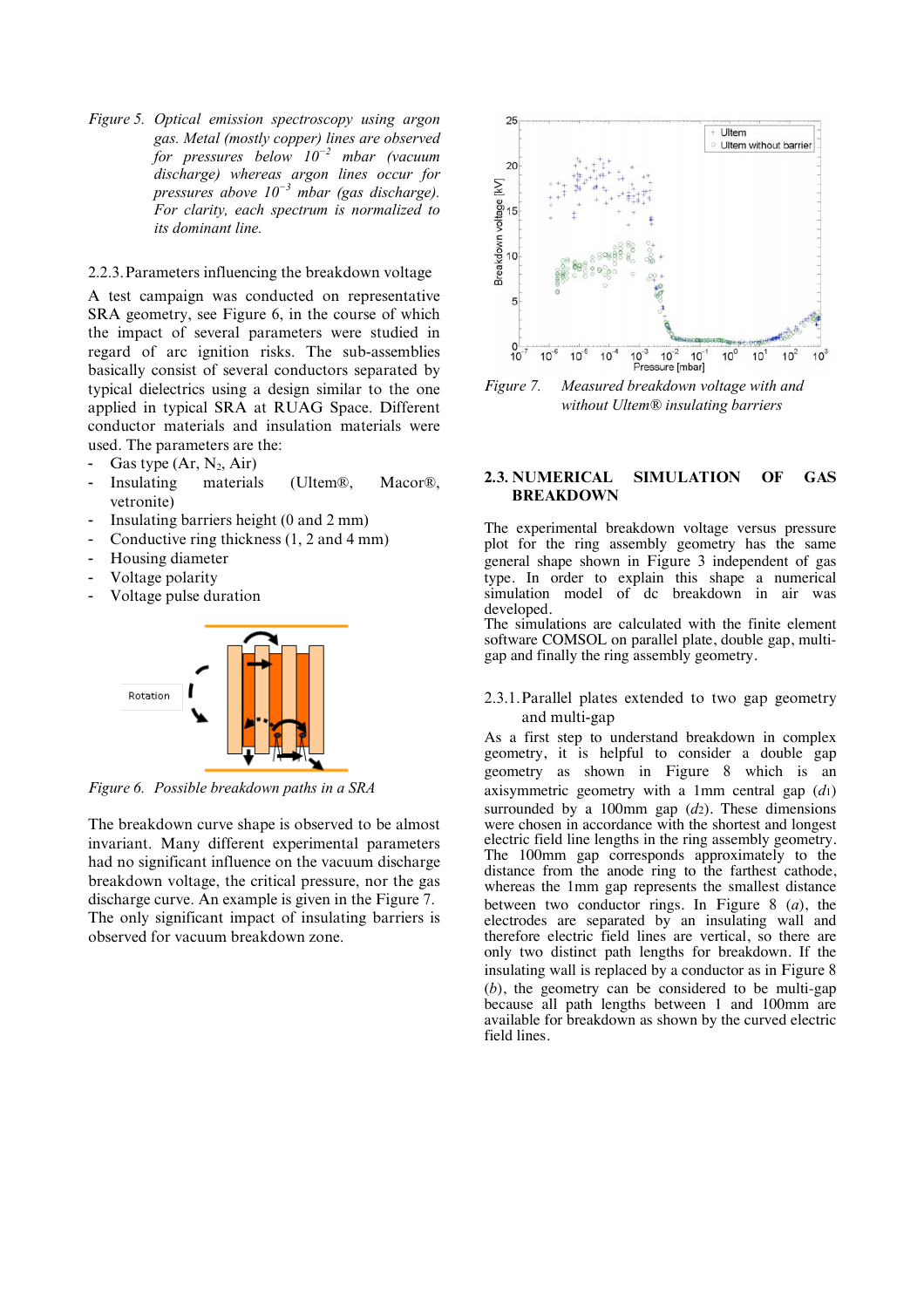*Figure 5. Optical emission spectroscopy using argon gas. Metal (mostly copper) lines are observed for pressures below $10^{-2}$ mbar (vacuum discharge) whereas argon lines occur for pressures above $10^{-3}$ mbar (gas discharge). For clarity, each spectrum is normalized to its dominant line.*

### 2.2.3. Parameters influencing the breakdown voltage

A test campaign was conducted on representative SRA geometry, see Figure 6, in the course of which the impact of several parameters were studied in regard of arc ignition risks. The sub-assemblies basically consist of several conductors separated by typical dielectrics using a design similar to the one applied in typical SRA at RUAG Space. Different conductor materials and insulation materials were used. The parameters are the:

- Gas type (Ar, $N_2$, Air)
- Insulating materials (Ultem®, Macor®, vetronite)
- Insulating barriers height (0 and 2 mm)
- Conductive ring thickness (1, 2 and 4 mm)
- Housing diameter
- Voltage polarity
- Voltage pulse duration

*Figure 6. Possible breakdown paths in a SRA*

The breakdown curve shape is observed to be almost invariant. Many different experimental parameters had no significant influence on the vacuum discharge breakdown voltage, the critical pressure, nor the gas discharge curve. An example is given in the Figure 7. The only significant impact of insulating barriers is observed for vacuum breakdown zone.

*Figure 7. Measured breakdown voltage with and without Ultem® insulating barriers*

## 2.3. NUMERICAL SIMULATION OF GAS BREAKDOWN

The experimental breakdown voltage versus pressure plot for the ring assembly has the same general shape shown in Figure 3 independent of gas type. In order to explain this shape a numerical simulation model of dc breakdown in air was developed.

The simulations are calculated with the finite element software COMSOL on parallel plate, double gap, multi-gap and finally the ring assembly geometry.

### 2.3.1. Parallel plates extended to two gap geometry and multi-gap

As a first step to understand breakdown in complex geometry, it is helpful to consider a double gap geometry as shown in Figure 8 which is an axisymmetric geometry with a 1mm central gap ($d_1$) surrounded by a 100mm gap ($d_2$). These dimensions were chosen in accordance with the shortest and longest electric field line lengths in the ring assembly geometry. The 100mm gap corresponds approximately to the distance from the anode ring to the farthest cathode, whereas the 1mm gap represents the smallest distance between two conductor rings. In Figure 8 (*a*), the electrodes are separated by an insulating wall and therefore electric field lines are vertical, so there are only two distinct path lengths for breakdown. If the insulating wall is replaced by a conductor as in Figure 8 (*b*), the geometry can be considered to be multi-gap because all path lengths between 1 and 100mm are available for breakdown as shown by the curved electric field lines.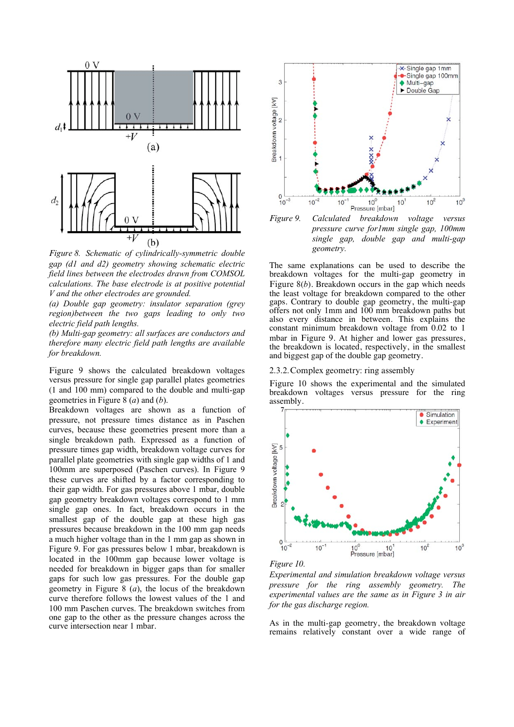*Figure 8. Schematic of cylindrically-symmetric double gap (d1 and d2) geometry showing schematic electric field lines between the electrodes drawn from COMSOL calculations. The base electrode is at positive potential V and the other electrodes are grounded.*

*(a) Double gap geometry: insulator separation (grey region)between the two gaps leading to only two electric field path lengths.*

*(b) Multi-gap geometry: all surfaces are conductors and therefore many electric field path lengths are available for breakdown.*

Figure 9 shows the calculated breakdown voltages versus pressure for single gap parallel plates geometries (1 and 100 mm) compared to the double and multi-gap geometries in Figure 8 (*a*) and (*b*).

Breakdown voltages are shown as a function of pressure, not pressure times distance as in Paschen curves, because these geometries present more than a single breakdown path. Expressed as a function of pressure times gap width, breakdown voltage curves for parallel plate geometries with single gap widths of 1 and 100mm are superposed (Paschen curves). In Figure 9 these curves are shifted by a factor corresponding to their gap width. For gas pressures above 1 mbar, double gap geometry breakdown voltages correspond to 1 mm single gap ones. In fact, breakdown occurs in the smallest gap of the double gap at these high gas pressures because breakdown in the 100 mm gap needs a much higher voltage than in the 1 mm gap as shown in Figure 9. For gas pressures below 1 mbar, breakdown is located in the 100mm gap because lower voltage is needed for breakdown in bigger gaps than for smaller gaps for such low gas pressures. For the double gap geometry in Figure 8 (*a*), the locus of the breakdown curve therefore follows the lowest values of the 1 and 100 mm Paschen curves. The breakdown switches from one gap to the other as the pressure changes across the curve intersection near 1 mbar.

*Figure 9. Calculated breakdown voltage versus pressure curve for1mm single gap, 100mm single gap, double gap and multi-gap geometry.*

The same explanations can be used to describe the breakdown voltages for the multi-gap geometry in Figure 8(*b*). Breakdown occurs in the gap which needs the least voltage for breakdown compared to the other gaps. Contrary to double gap geometry, the multi-gap offers not only 1mm and 100 mm breakdown paths but also every distance in between. This explains the constant minimum breakdown voltage from 0.02 to 1 mbar in Figure 9. At higher and lower gas pressures, the breakdown is located, respectively, in the smallest and biggest gap of the double gap geometry.

### 2.3.2. Complex geometry: ring assembly

Figure 10 shows the experimental and the simulated breakdown voltages versus pressure for the ring assembly.

*Figure 10.*

*Experimental and simulation breakdown voltage versus pressure for the ring assembly geometry. The experimental values are the same as in Figure 3 in air for the gas discharge region.*

As in the multi-gap geometry, the breakdown voltage remains relatively constant over a wide range of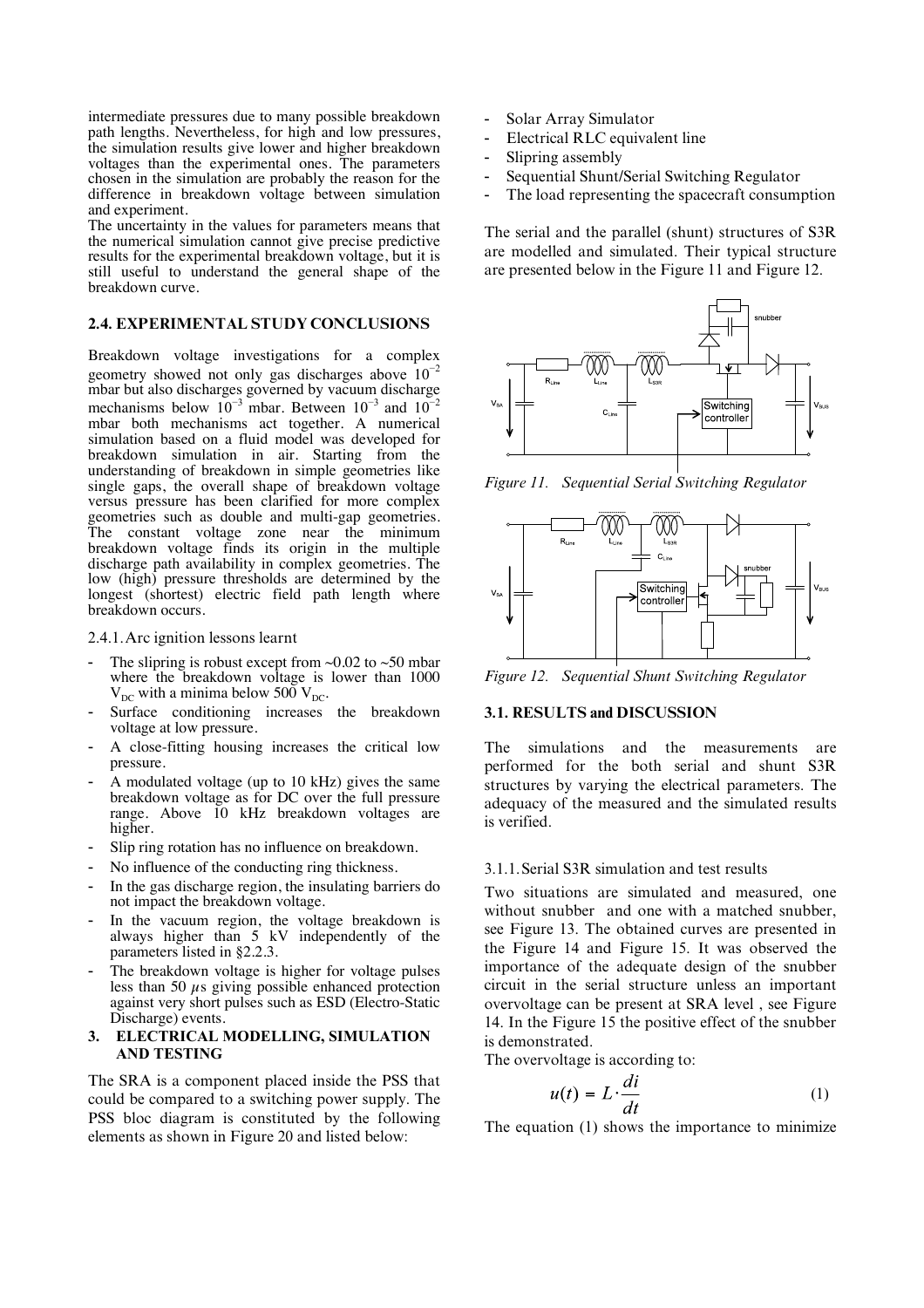intermediate pressures due to many possible breakdown path lengths. Nevertheless, for high and low pressures, the simulation results give lower and higher breakdown voltages than the experimental ones. The parameters chosen in the simulation are probably the reason for the difference in breakdown voltage between simulation and experiment.

The uncertainty in the values for parameters means that the numerical simulation cannot give precise predictive results for the experimental breakdown voltage, but it is still useful to understand the general shape of the breakdown curve.

### 2.4. EXPERIMENTAL STUDY CONCLUSIONS

Breakdown voltage investigations for a complex geometry showed not only gas discharges above $10^{-2}$ mbar but also discharges governed by vacuum discharge mechanisms below $10^{-3}$ mbar. Between $10^{-3}$ and $10^{-2}$ mbar both mechanisms act together. A numerical simulation based on a fluid model was developed for breakdown simulation in air. Starting from the understanding of breakdown in simple geometries like single gaps, the overall shape of breakdown voltage versus pressure has been clarified for more complex geometries such as double and multi-gap geometries. The constant voltage zone near the minimum breakdown voltage finds its origin in the multiple discharge path availability in complex geometries. The low (high) pressure thresholds are determined by the longest (shortest) electric field path length where breakdown occurs.

#### 2.4.1. Arc ignition lessons learnt

- The slipring is robust except from ~0.02 to ~50 mbar where the breakdown voltage is lower than 1000 $V_{DC}$ with a minima below 500 $V_{DC}$.
- Surface conditioning increases the breakdown voltage at low pressure.
- A close-fitting housing increases the critical low pressure.
- A modulated voltage (up to 10 kHz) gives the same breakdown voltage as for DC over the full pressure range. Above 10 kHz breakdown voltages are higher.
- Slip ring rotation has no influence on breakdown.
- No influence of the conducting ring thickness.
- In the gas discharge region, the insulating barriers do not impact the breakdown voltage.
- In the vacuum region, the voltage breakdown is always higher than 5 kV independently of the parameters listed in §2.2.3.
- The breakdown voltage is higher for voltage pulses less than 50 $\mu$s giving possible enhanced protection against very short pulses such as ESD (Electro-Static Discharge) events.

## 3. ELECTRICAL MODELLING, SIMULATION AND TESTING

The SRA is a component placed inside the PSS that could be compared to a switching power supply. The PSS bloc diagram is constituted by the following elements as shown in Figure 20 and listed below:

- Solar Array Simulator
- Electrical RLC equivalent line
- Slipring assembly
- Sequential Shunt/Serial Switching Regulator
- The load representing the spacecraft consumption

The serial and the parallel (shunt) structures of S3R are modelled and simulated. Their typical structure are presented below in the Figure 11 and Figure 12.

*Figure 11. Sequential Serial Switching Regulator*

*Figure 12. Sequential Shunt Switching Regulator*

### 3.1. RESULTS and DISCUSSION

The simulations and the measurements are performed for the both serial and shunt S3R structures by varying the electrical parameters. The adequacy of the measured and the simulated results is verified.

#### 3.1.1. Serial S3R simulation and test results

Two situations are simulated and measured, one without snubber and one with a matched snubber, see Figure 13. The obtained curves are presented in the Figure 14 and Figure 15. It was observed the importance of the adequate design of the snubber circuit in the serial structure unless an important overvoltage can be present at SRA level , see Figure 14. In the Figure 15 the positive effect of the snubber is demonstrated.

The overvoltage is according to:

$$u(t) = L \cdot \frac{di}{dt} \tag{1}$$

The equation (1) shows the importance to minimize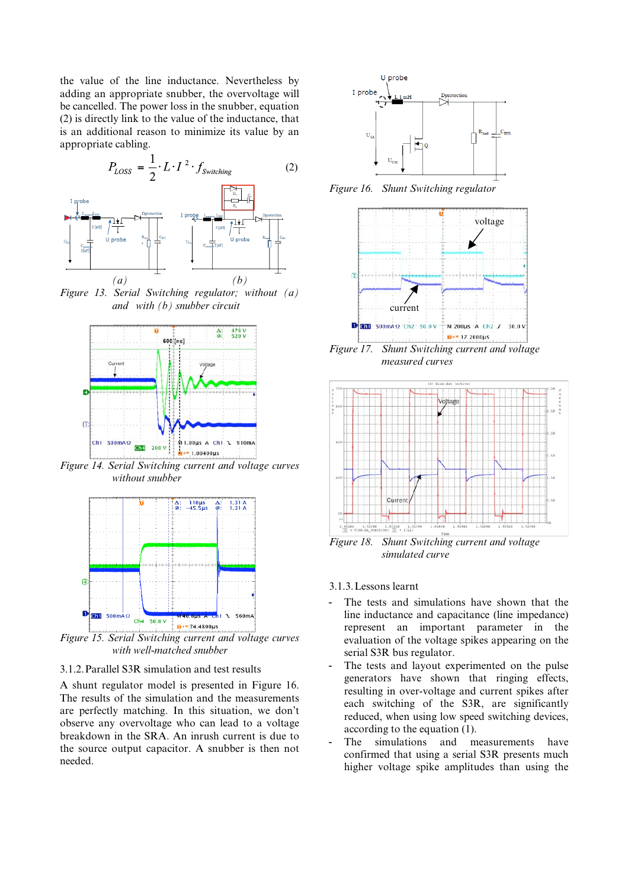the value of the line inductance. Nevertheless by adding an appropriate snubber, the overvoltage will be cancelled. The power loss in the snubber, equation (2) is directly link to the value of the inductance, that is an additional reason to minimize its value by an appropriate cabling.

$$P_{LOSS} = \frac{1}{2} \cdot L \cdot I^2 \cdot f_{Switching} \qquad (2)$$

Figure 13. Serial Switching regulator; without (a) and with (b) snubber circuit

Figure 14. Serial Switching current and voltage curves without snubber

Figure 15. Serial Switching current and voltage curves with well-matched snubber

### 3.1.2. Parallel S3R simulation and test results

A shunt regulator model is presented in Figure 16. The results of the simulation and the measurements are perfectly matching. In this situation, we don't observe any overvoltage who can lead to a voltage breakdown in the SRA. An inrush current is due to the source output capacitor. A snubber is then not needed.

Figure 16. Shunt Switching regulator

Figure 17. Shunt Switching current and voltage measured curves

Figure 18. Shunt Switching current and voltage simulated curve

### 3.1.3. Lessons learnt

- The tests and simulations have shown that the line inductance and capacitance (line impedance) represent an important parameter in the evaluation of the voltage spikes appearing on the serial S3R bus regulator.
- The tests and layout experimented on the pulse generators have shown that ringing effects, resulting in over-voltage and current spikes after each switching of the S3R, are significantly reduced, when using low speed switching devices, according to the equation (1).
- The simulations and measurements have confirmed that using a serial S3R presents much higher voltage spike amplitudes than using the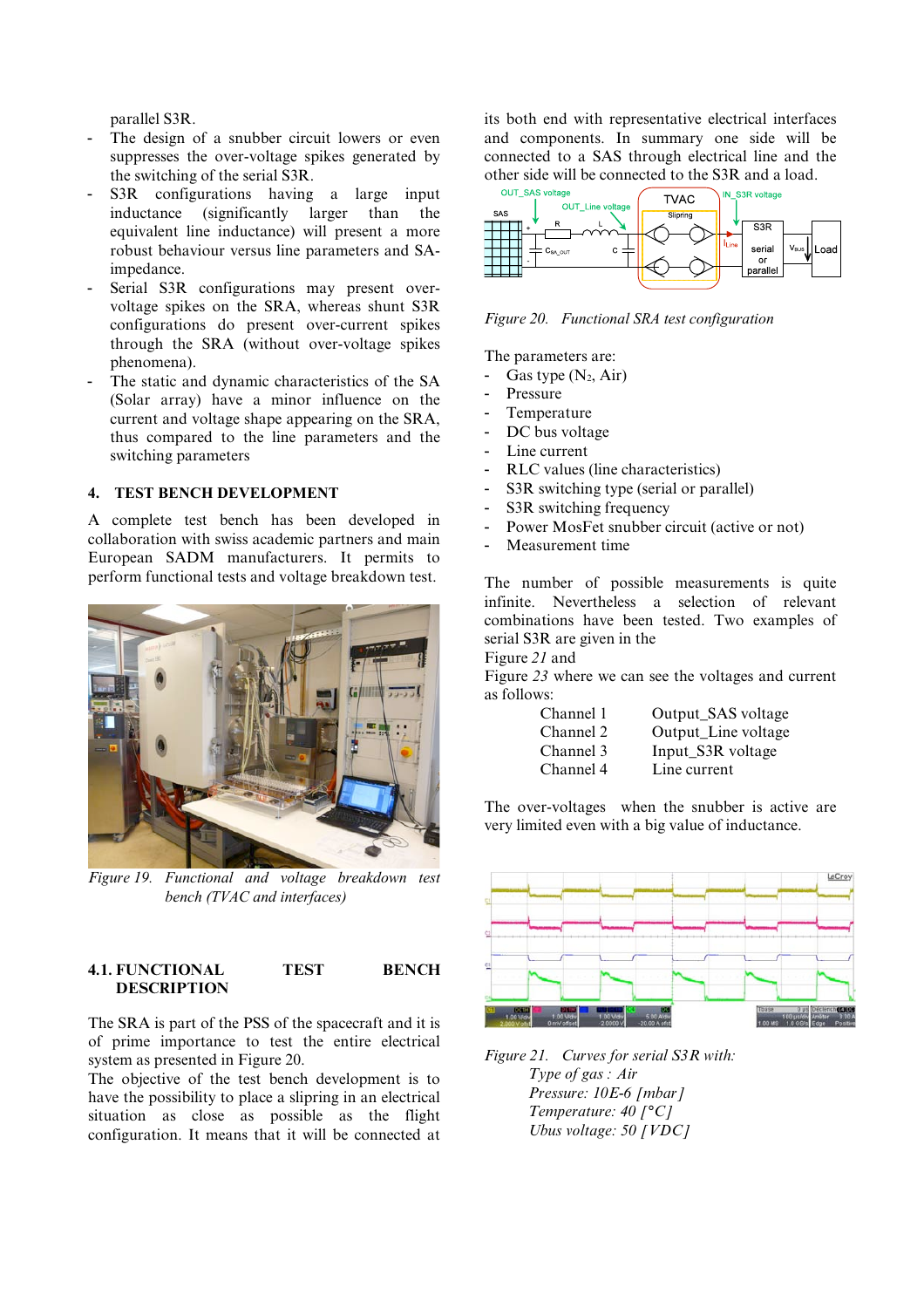parallel S3R.

- The design of a snubber circuit lowers or even suppresses the over-voltage spikes generated by the switching of the serial S3R.
- S3R configurations having a large input inductance (significantly larger than the equivalent line inductance) will present a more robust behaviour versus line parameters and SA-impedance.
- Serial S3R configurations may present over-voltage spikes on the SRA, whereas shunt S3R configurations do present over-current spikes through the SRA (without over-voltage spikes phenomena).
- The static and dynamic characteristics of the SA (Solar array) have a minor influence on the current and voltage shape appearing on the SRA, thus compared to the line parameters and switching parameters

## 4. TEST BENCH DEVELOPMENT

A complete test bench has developed in collaboration with swiss academic partners and main European SADM manufacturers. It permits to perform functional tests and voltage breakdown test.

*Figure 19. Functional and voltage breakdown test bench (TVAC and interfaces)*

### 4.1. FUNCTIONAL TEST BENCH DESCRIPTION

The SRA is part of the PSS of the spacecraft and it is of prime importance to test the entire electrical system as presented in Figure 20.

The objective of the test bench development is to have the possibility to place a slipring in an electrical situation as close as possible as the flight configuration. It means that it will be connected at its both end with representative electrical interfaces and components. In summary one side will be connected to a SAS through electrical line and the other side will be connected to the S3R and a load.

*Figure 20. Functional SRA test configuration*

The parameters are:

- Gas type ($N_2$, Air)
- Pressure
- Temperature
- DC bus voltage
- Line current
- RLC values (line characteristics)
- S3R switching type (serial or parallel)
- S3R switching frequency
- Power MosFet snubber circuit (active or not)
- Measurement time

The number of possible measurements is quite infinite. Nevertheless a selection of relevant combinations have been tested. Two examples of serial S3R are given in the
Figure *21* and
Figure *23* where we can see the voltages and current as follows:

| | |
|---|---|
| Channel 1 | Output_SAS voltage |
| Channel 2 | Output_Line voltage |
| Channel 3 | Input_S3R voltage |
| Channel 4 | Line current |

The over-voltages when the snubber is active are very limited even with a big value of inductance.

*Figure 21. Curves for serial S3R with:*
*Type of gas : Air*
*Pressure: 10E-6 [mbar]*
*Temperature: 40 [°C]*
*Ubus voltage: 50 [VDC]*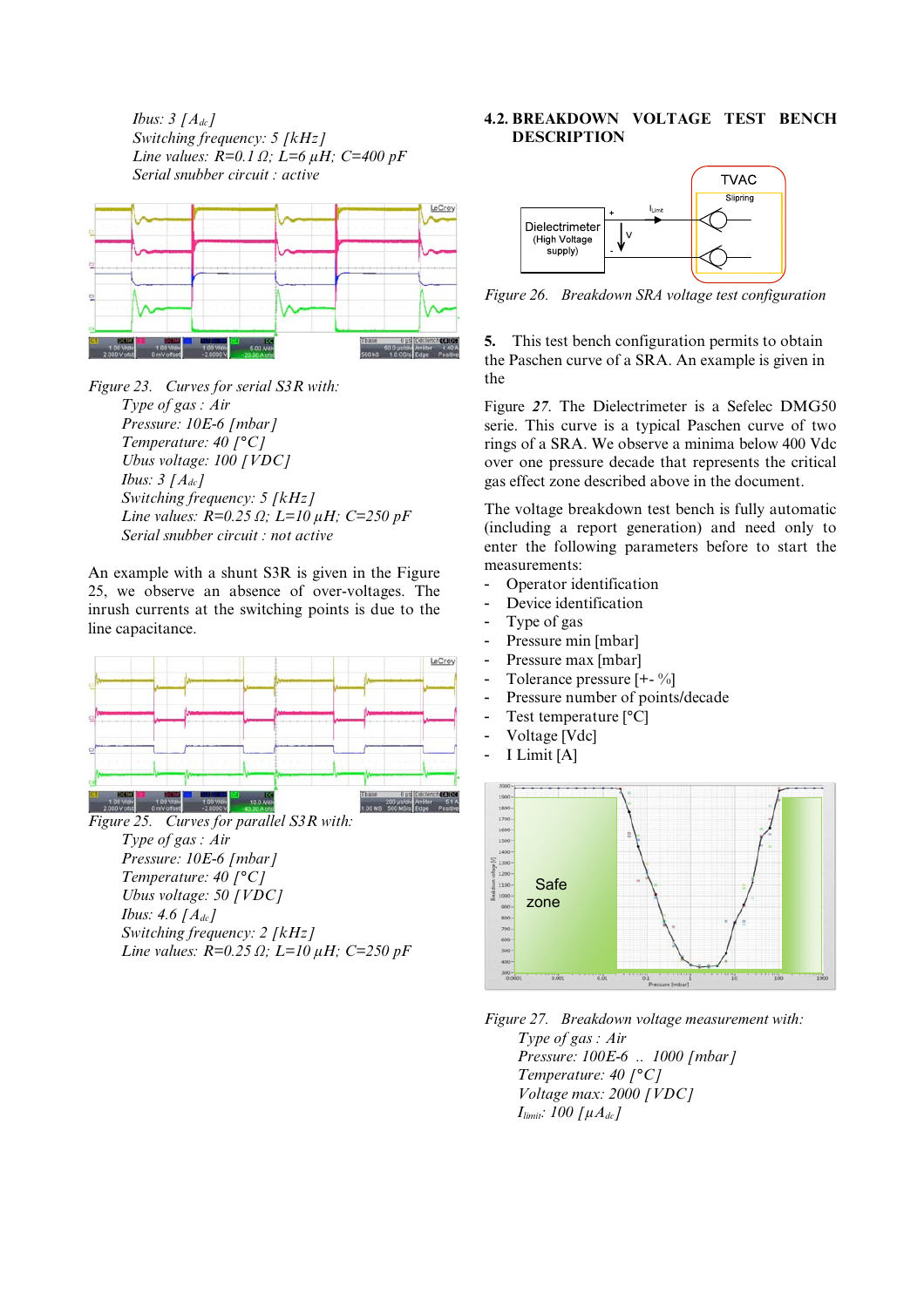*Ibus: 3 [$A_{dc}$]*
*Switching frequency: 5 [kHz]*
*Line values: R=0.1 Ω; L=6 µH; C=400 pF*
*Serial snubber circuit : active*

Figure 23. Curves for serial S3R with:
*Type of gas : Air*
*Pressure: 10E-6 [mbar]*
*Temperature: 40 [°C]*
*Ubus voltage: 100 [VDC]*
*Ibus: 3 [$A_{dc}$]*
*Switching frequency: 5 [kHz]*
*Line values: R=0.25 Ω; L=10 µH; C=250 pF*
*Serial snubber circuit : not active*

An example with a shunt S3R is given in the Figure 25, we observe an absence of over-voltages. The inrush currents at the switching points is due to the line capacitance.

Figure 25. Curves for parallel S3R with:
*Type of gas : Air*
*Pressure: 10E-6 [mbar]*
*Temperature: 40 [°C]*
*Ubus voltage: 50 [VDC]*
*Ibus: 4.6 [$A_{dc}$]*
*Switching frequency: 2 [kHz]*
*Line values: R=0.25 Ω; L=10 µH; C=250 pF*

## 4.2. BREAKDOWN VOLTAGE TEST BENCH DESCRIPTION

Figure 26. Breakdown SRA voltage test configuration

5. This test bench configuration permits to obtain the Paschen curve of a SRA. An example is given in the

Figure 27. The Dielectrimeter is a Sefelec DMG50 serie. This curve is a typical Paschen curve of two rings of a SRA. We observe a minima below 400 Vdc over one pressure decade that represents the critical gas effect zone described above in the document.

The voltage breakdown test bench is fully automatic (including a report generation) and need only to enter the following parameters before to start the measurements:

- Operator identification
- Device identification
- Type of gas
- Pressure min [mbar]
- Pressure max [mbar]
- Tolerance pressure [+- %]
- Pressure number of points/decade
- Test temperature [°C]
- Voltage [Vdc]
- I Limit [A]

Figure 27. Breakdown voltage measurement with:
*Type of gas : Air*
*Pressure: 100E-6 .. 1000 [mbar]*
*Temperature: 40 [°C]*
*Voltage max: 2000 [VDC]*
*$I_{limit}$: 100 [$\mu A_{dc}$]*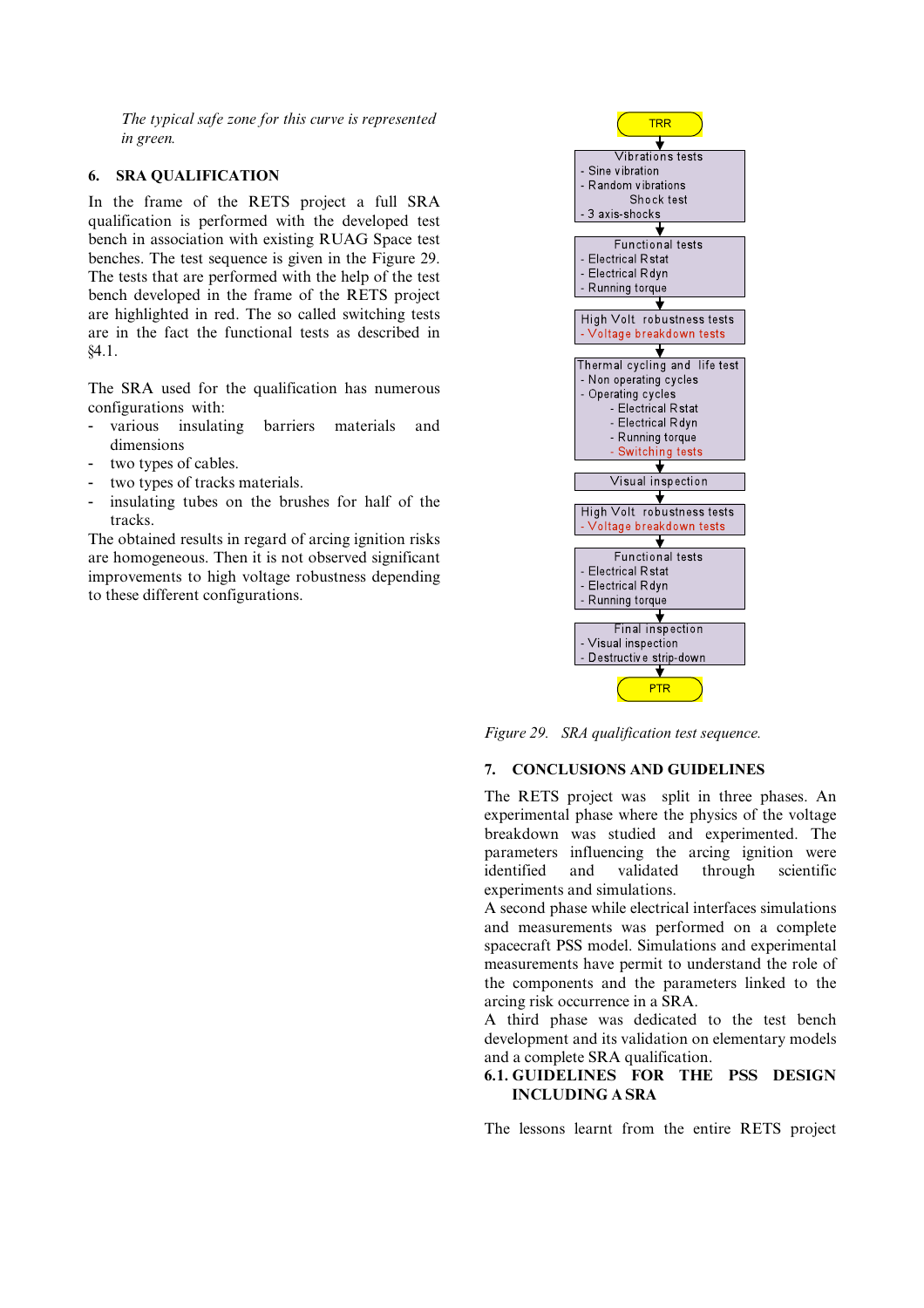*The typical safe zone for this curve is represented in green.*

## 6. SRA QUALIFICATION

In the frame of the RETS project a full SRA qualification is performed with the developed test bench in association with existing RUAG Space test benches. The test sequence is given in the Figure 29. The tests that are performed with the help of the test bench developed in the frame of the RETS project are highlighted in red. The so called switching tests are in the fact the functional tests as described in §4.1.

The SRA used for the qualification has numerous configurations with:

- various insulating barriers materials and dimensions
- two types of cables.
- two types of tracks materials.
- insulating tubes on the brushes for half of the tracks.

The obtained results in regard of arcing ignition risks are homogeneous. Then it is not observed significant improvements to high voltage robustness depending to these different configurations.

TRR

Vibrations tests
- Sine vibration
- Random vibrations
Shock test
- 3 axis-shocks

Functional tests
- Electrical Rstat
- Electrical Rdyn
- Running torque

High Volt robustness tests
- Voltage breakdown tests

Thermal cycling and life test
- Non operating cycles
- Operating cycles
  - Electrical Rstat
  - Electrical Rdyn
  - Running torque
  - Switching tests

Visual inspection

High Volt robustness tests
- Voltage breakdown tests

Functional tests
- Electrical Rstat
- Electrical Rdyn
- Running torque

Final inspection
- Visual inspection
- Destructive strip-down

PTR

*Figure 29. SRA qualification test sequence.*

## 7. CONCLUSIONS AND GUIDELINES

The RETS project was split in three phases. An experimental phase where the physics of the voltage breakdown was studied and experimented. The parameters influencing the arcing ignition were identified and validated through scientific experiments and simulations.

A second phase while electrical interfaces simulations and measurements was performed on a complete spacecraft PSS model. Simulations and experimental measurements have permit to understand the role of the components and the parameters linked to the arcing risk occurrence in a SRA.

A third phase was dedicated to the test bench development and its validation on elementary models and a complete SRA qualification.

### 6.1. GUIDELINES FOR THE PSS DESIGN INCLUDING A SRA

The lessons learnt from the entire RETS project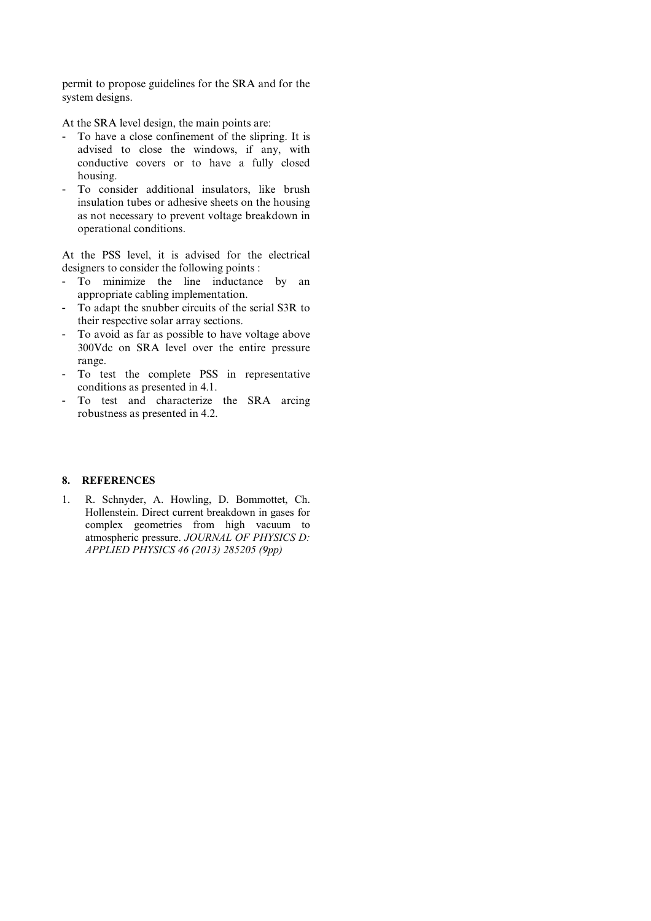permit to propose guidelines for the SRA and for the system designs.

At the SRA level design, the main points are:

- To have a close confinement of the slipring. It is advised to close the windows, if any, with conductive covers or to have a fully closed housing.
- To consider additional insulators, like brush insulation tubes or adhesive sheets on the housing as not necessary to prevent voltage breakdown in operational conditions.

At the PSS level, it is advised for the electrical designers to consider the following points :

- To minimize the line inductance by an appropriate cabling implementation.
- To adapt the snubber circuits of the serial S3R to their respective solar array sections.
- To avoid as far as possible to have voltage above 300Vdc on SRA level over the entire pressure range.
- To test the complete PSS in representative conditions as presented in 4.1.
- To test and characterize the SRA arcing robustness as presented in 4.2.

## 8. REFERENCES

1. R. Schnyder, A. Howling, D. Bommottet, Ch. Hollenstein. Direct current breakdown in gases for complex geometries from high vacuum to atmospheric pressure. *JOURNAL OF PHYSICS D: APPLIED PHYSICS 46 (2013) 285205 (9pp)*